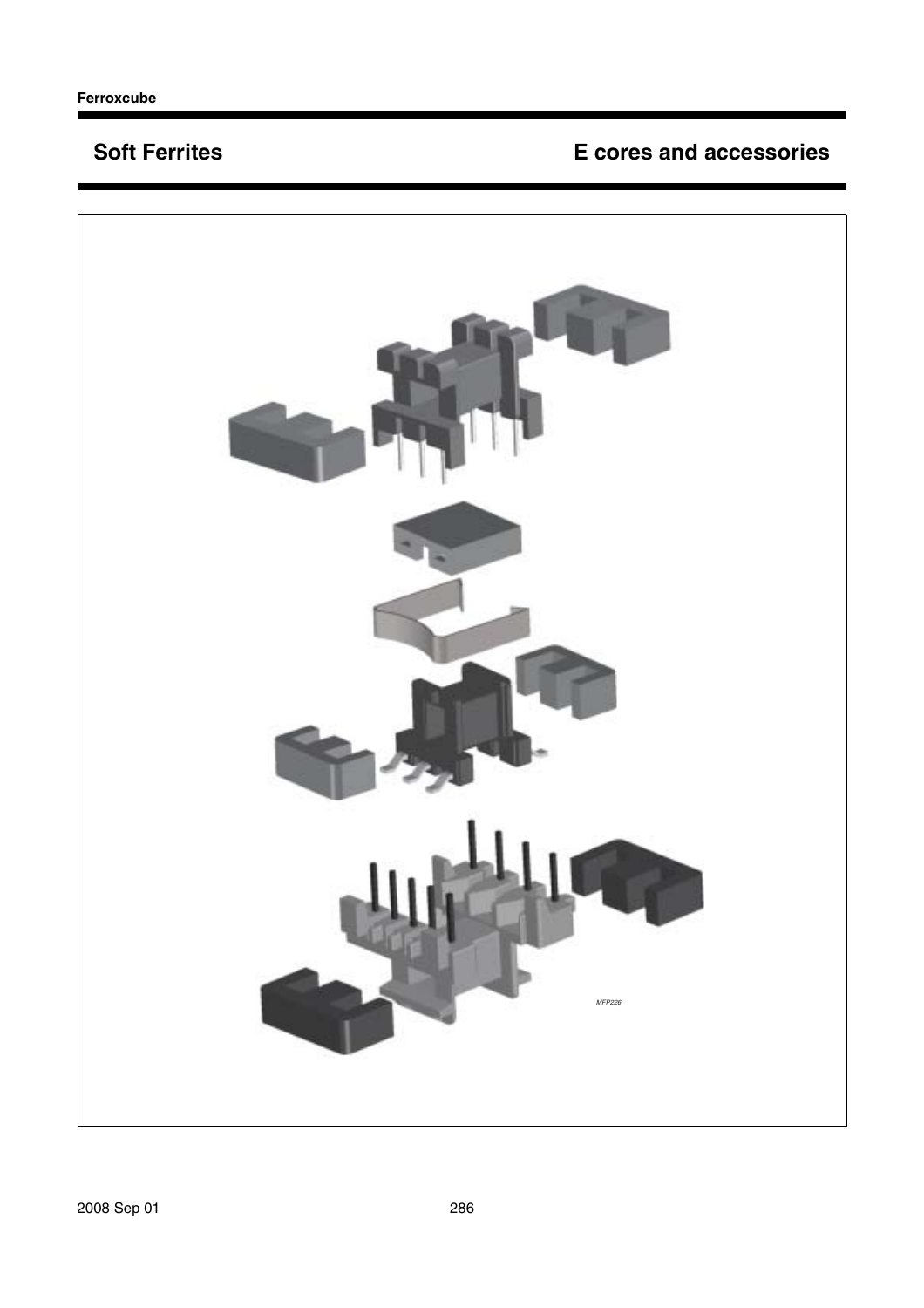# E cores and accessories

MFP226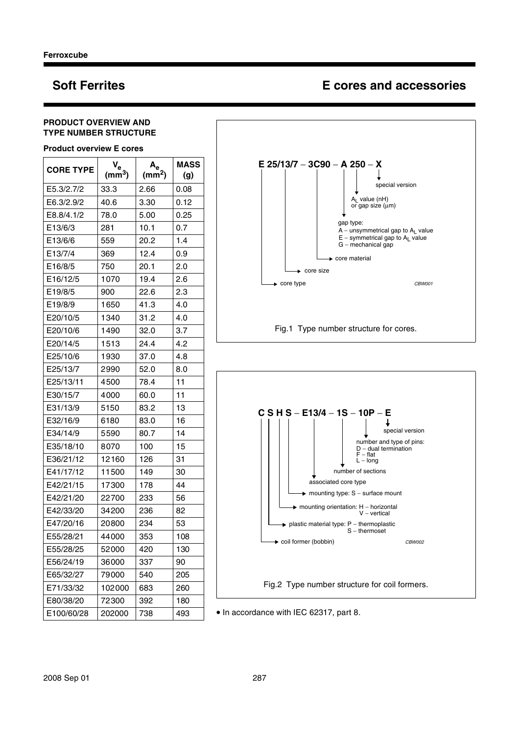# Soft Ferrites

# E cores and accessories

## PRODUCT OVERVIEW AND TYPE NUMBER STRUCTURE

### Product overview E cores

| CORE TYPE | $V_e$ ($mm^3$) | $A_e$ ($mm^2$) | MASS (g) |
|---|---|---|---|
| E5.3/2.7/2 | 33.3 | 2.66 | 0.08 |
| E6.3/2.9/2 | 40.6 | 3.30 | 0.12 |
| E8.8/4.1/2 | 78.0 | 5.00 | 0.25 |
| E13/6/3 | 281 | 10.1 | 0.7 |
| E13/6/6 | 559 | 20.2 | 1.4 |
| E13/7/4 | 369 | 12.4 | 0.9 |
| E16/8/5 | 750 | 20.1 | 2.0 |
| E16/12/5 | 1070 | 19.4 | 2.6 |
| E19/8/5 | 900 | 22.6 | 2.3 |
| E19/8/9 | 1650 | 41.3 | 4.0 |
| E20/10/5 | 1340 | 31.2 | 4.0 |
| E20/10/6 | 1490 | 32.0 | 3.7 |
| E20/14/5 | 1513 | 24.4 | 4.2 |
| E25/10/6 | 1930 | 37.0 | 4.8 |
| E25/13/7 | 2990 | 52.0 | 8.0 |
| E25/13/11 | 4500 | 78.4 | 11 |
| E30/15/7 | 4000 | 60.0 | 11 |
| E31/13/9 | 5150 | 83.2 | 13 |
| E32/16/9 | 6180 | 83.0 | 16 |
| E34/14/9 | 5590 | 80.7 | 14 |
| E35/18/10 | 8070 | 100 | 15 |
| E36/21/12 | 12160 | 126 | 31 |
| E41/17/12 | 11500 | 149 | 30 |
| E42/21/15 | 17300 | 178 | 44 |
| E42/21/20 | 22700 | 233 | 56 |
| E42/33/20 | 34200 | 236 | 82 |
| E47/20/16 | 20800 | 234 | 53 |
| E55/28/21 | 44000 | 353 | 108 |
| E55/28/25 | 52000 | 420 | 130 |
| E56/24/19 | 36000 | 337 | 90 |
| E65/32/27 | 79000 | 540 | 205 |
| E71/33/32 | 102000 | 683 | 260 |
| E80/38/20 | 72300 | 392 | 180 |
| E100/60/28 | 202000 | 738 | 493 |

**E 25/13/7 − 3C90 − A 250 − X**

special version

$A_L$ value (nH) or gap size (μm)

gap type:
A − unsymmetrical gap to $A_L$ value
E − symmetrical gap to $A_L$ value
G − mechanical gap

core material

core size

core type

CBW001

Fig.1 Type number structure for cores.

**C S H S − E13/4 − 1S − 10P − E**

special version

number and type of pins:
D − dual termination
F − flat
L − long

number of sections

associated core type

mounting type: S − surface mount

mounting orientation: H − horizontal
V − vertical

plastic material type: P − thermoplastic
S − thermoset

coil former (bobbin)

CBW002

Fig.2 Type number structure for coil formers.

- In accordance with IEC 62317, part 8.